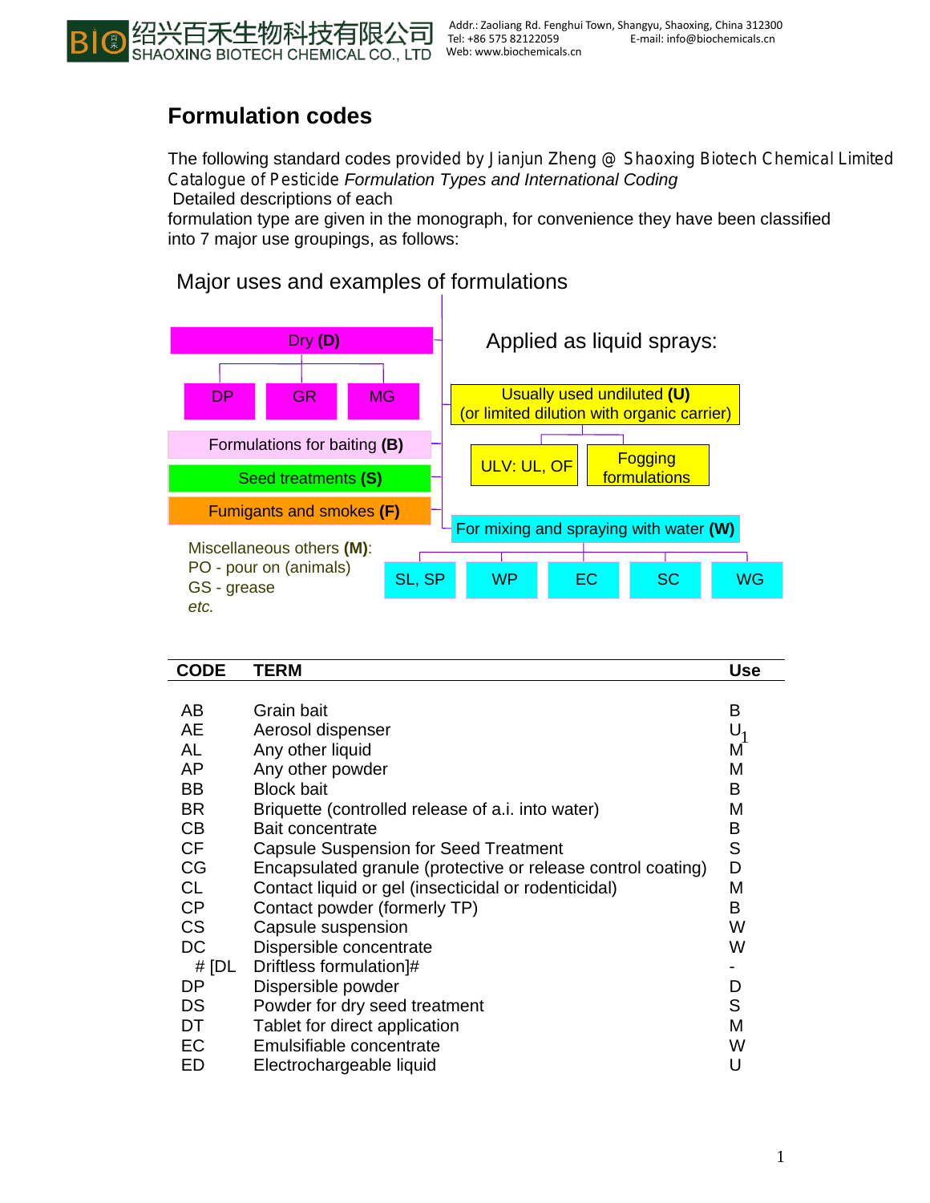绍兴百禾生物科技有限公司
SHAOXING BIOTECH CHEMICAL CO., LTD

Addr.: Zaoliang Rd. Fenghui Town, Shangyu, Shaoxing, China 312300
Tel: +86 575 82122059 E-mail: info@biochemicals.cn
Web: www.biochemicals.cn

# Formulation codes

The following standard codes provided by Jianjun Zheng @ Shaoxing Biotech Chemical Limited Catalogue of Pesticide *Formulation Types and International Coding*
Detailed descriptions of each
formulation type are given in the monograph, for convenience they have been classified into 7 major use groupings, as follows:

## Major uses and examples of formulations

Dry **(D)**
- DP
- GR
- MG

Formulations for baiting **(B)**

Seed treatments **(S)**

Fumigants and smokes **(F)**

Miscellaneous others **(M)**:
PO - pour on (animals)
GS - grease
*etc.*

Applied as liquid sprays:

Usually used undiluted **(U)**
(or limited dilution with organic carrier)
- ULV: UL, OF
- Fogging formulations

For mixing and spraying with water **(W)**
- SL, SP
- WP
- EC
- SC
- WG

| CODE | TERM | Use |
|---|---|---|
| AB | Grain bait | B |
| AE | Aerosol dispenser | U[1] |
| AL | Any other liquid | M |
| AP | Any other powder | M |
| BB | Block bait | B |
| BR | Briquette (controlled release of a.i. into water) | M |
| CB | Bait concentrate | B |
| CF | Capsule Suspension for Seed Treatment | S |
| CG | Encapsulated granule (protective or release control coating) | D |
| CL | Contact liquid or gel (insecticidal or rodenticidal) | M |
| CP | Contact powder (formerly TP) | B |
| CS | Capsule suspension | W |
| DC | Dispersible concentrate | W |
| # [DL | Driftless formulation]# | - |
| DP | Dispersible powder | D |
| DS | Powder for dry seed treatment | S |
| DT | Tablet for direct application | M |
| EC | Emulsifiable concentrate | W |
| ED | Electrochargeable liquid | U |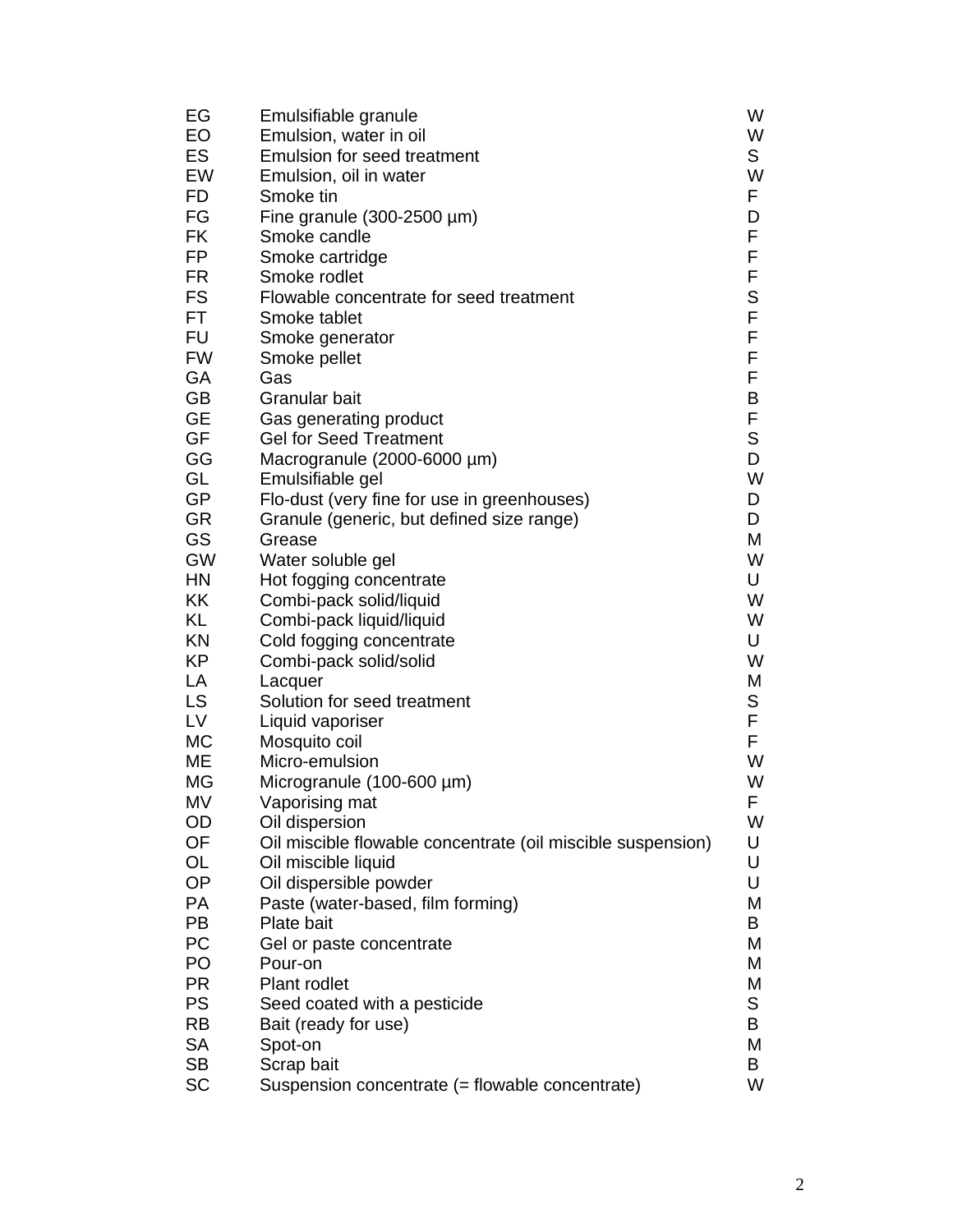| | | |
|---|---|---|
| EG | Emulsifiable granule | W |
| EO | Emulsion, water in oil | W |
| ES | Emulsion for seed treatment | S |
| EW | Emulsion, oil in water | W |
| FD | Smoke tin | F |
| FG | Fine granule (300-2500 µm) | D |
| FK | Smoke candle | F |
| FP | Smoke cartridge | F |
| FR | Smoke rodlet | F |
| FS | Flowable concentrate for seed treatment | S |
| FT | Smoke tablet | F |
| FU | Smoke generator | F |
| FW | Smoke pellet | F |
| GA | Gas | F |
| GB | Granular bait | B |
| GE | Gas generating product | F |
| GF | Gel for Seed Treatment | S |
| GG | Macrogranule (2000-6000 µm) | D |
| GL | Emulsifiable gel | W |
| GP | Flo-dust (very fine for use in greenhouses) | D |
| GR | Granule (generic, but defined size range) | D |
| GS | Grease | M |
| GW | Water soluble gel | W |
| HN | Hot fogging concentrate | U |
| KK | Combi-pack solid/liquid | W |
| KL | Combi-pack liquid/liquid | W |
| KN | Cold fogging concentrate | U |
| KP | Combi-pack solid/solid | W |
| LA | Lacquer | M |
| LS | Solution for seed treatment | S |
| LV | Liquid vaporiser | F |
| MC | Mosquito coil | F |
| ME | Micro-emulsion | W |
| MG | Microgranule (100-600 µm) | W |
| MV | Vaporising mat | F |
| OD | Oil dispersion | W |
| OF | Oil miscible flowable concentrate (oil miscible suspension) | U |
| OL | Oil miscible liquid | U |
| OP | Oil dispersible powder | U |
| PA | Paste (water-based, film forming) | M |
| PB | Plate bait | B |
| PC | Gel or paste concentrate | M |
| PO | Pour-on | M |
| PR | Plant rodlet | M |
| PS | Seed coated with a pesticide | S |
| RB | Bait (ready for use) | B |
| SA | Spot-on | M |
| SB | Scrap bait | B |
| SC | Suspension concentrate (= flowable concentrate) | W |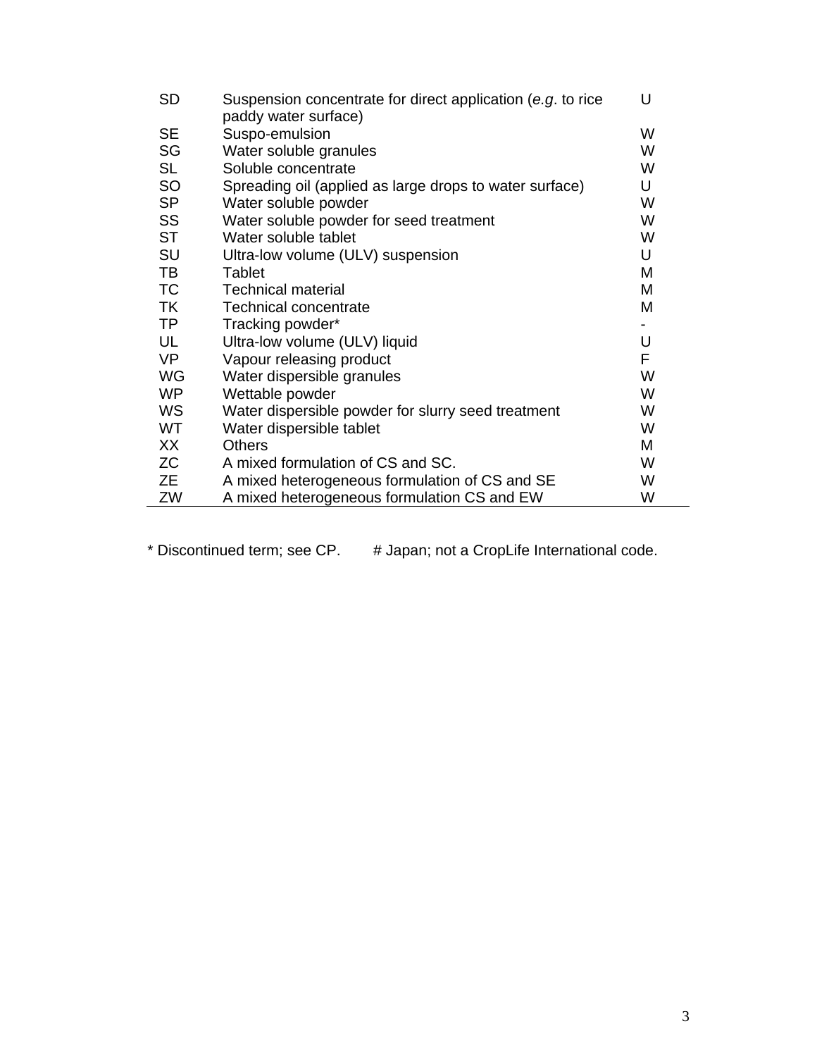| | | |
|---|---|---|
| SD | Suspension concentrate for direct application (*e.g*. to rice paddy water surface) | U |
| SE | Suspo-emulsion | W |
| SG | Water soluble granules | W |
| SL | Soluble concentrate | W |
| SO | Spreading oil (applied as large drops to water surface) | U |
| SP | Water soluble powder | W |
| SS | Water soluble powder for seed treatment | W |
| ST | Water soluble tablet | W |
| SU | Ultra-low volume (ULV) suspension | U |
| TB | Tablet | M |
| TC | Technical material | M |
| TK | Technical concentrate | M |
| TP | Tracking powder* | - |
| UL | Ultra-low volume (ULV) liquid | U |
| VP | Vapour releasing product | F |
| WG | Water dispersible granules | W |
| WP | Wettable powder | W |
| WS | Water dispersible powder for slurry seed treatment | W |
| WT | Water dispersible tablet | W |
| XX | Others | M |
| ZC | A mixed formulation of CS and SC. | W |
| ZE | A mixed heterogeneous formulation of CS and SE | W |
| ZW | A mixed heterogeneous formulation CS and EW | W |

* Discontinued term; see CP. # Japan; not a CropLife International code.